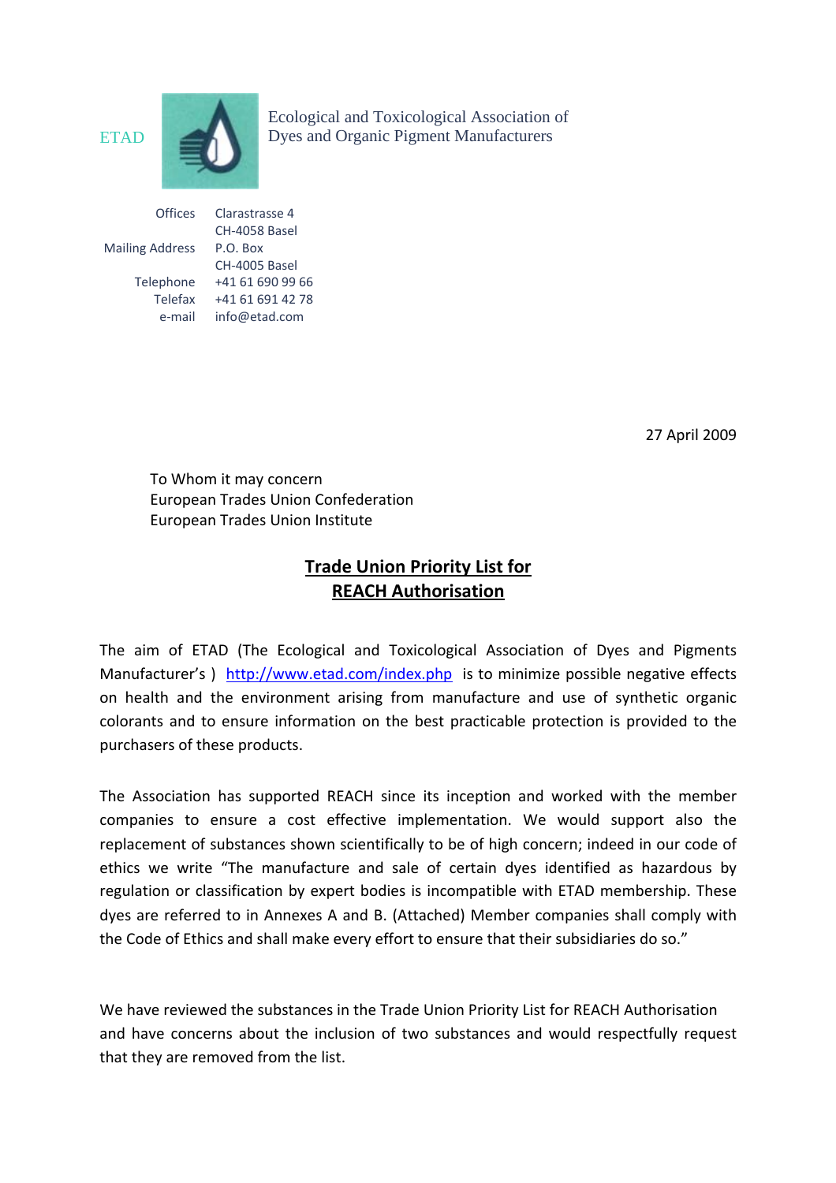ETAD

Ecological and Toxicological Association of Dyes and Organic Pigment Manufacturers

| | |
|---|---|
| Offices | Clarastrasse 4 |
| | CH-4058 Basel |
| Mailing Address | P.O. Box |
| | CH-4005 Basel |
| Telephone | +41 61 690 99 66 |
| Telefax | +41 61 691 42 78 |
| e-mail | info@etad.com |

27 April 2009

To Whom it may concern
European Trades Union Confederation
European Trades Union Institute

## Trade Union Priority List for REACH Authorisation

The aim of ETAD (The Ecological and Toxicological Association of Dyes and Pigments Manufacturer's ) http://www.etad.com/index.php is to minimize possible negative effects on health and the environment arising from manufacture and use of synthetic organic colorants and to ensure information on the best practicable protection is provided to the purchasers of these products.

The Association has supported REACH since its inception and worked with the member companies to ensure a cost effective implementation. We would support also the replacement of substances shown scientifically to be of high concern; indeed in our code of ethics we write "The manufacture and sale of certain dyes identified as hazardous by regulation or classification by expert bodies is incompatible with ETAD membership. These dyes are referred to in Annexes A and B. (Attached) Member companies shall comply with the Code of Ethics and shall make every effort to ensure that their subsidiaries do so."

We have reviewed the substances in the Trade Union Priority List for REACH Authorisation and have concerns about the inclusion of two substances and would respectfully request that they are removed from the list.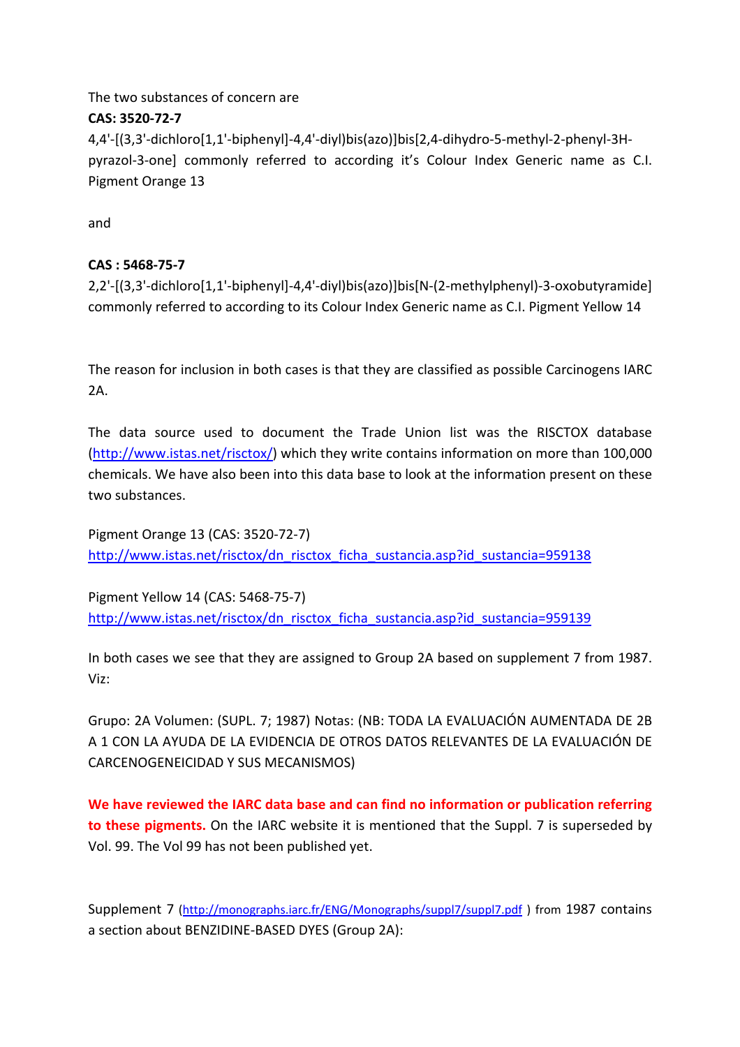The two substances of concern are

**CAS: 3520-72-7**

4,4'-[(3,3'-dichloro[1,1'-biphenyl]-4,4'-diyl)bis(azo)]bis[2,4-dihydro-5-methyl-2-phenyl-3H-pyrazol-3-one] commonly referred to according it's Colour Index Generic name as C.I. Pigment Orange 13

and

**CAS : 5468-75-7**

2,2'-[(3,3'-dichloro[1,1'-biphenyl]-4,4'-diyl)bis(azo)]bis[N-(2-methylphenyl)-3-oxobutyramide] commonly referred to according to its Colour Index Generic name as C.I. Pigment Yellow 14

The reason for inclusion in both cases is that they are classified as possible Carcinogens IARC 2A.

The data source used to document the Trade Union list was the RISCTOX database (http://www.istas.net/risctox/) which they write contains information on more than 100,000 chemicals. We have also been into this data base to look at the information present on these two substances.

Pigment Orange 13 (CAS: 3520-72-7)
http://www.istas.net/risctox/dn_risctox_ficha_sustancia.asp?id_sustancia=959138

Pigment Yellow 14 (CAS: 5468-75-7)
http://www.istas.net/risctox/dn_risctox_ficha_sustancia.asp?id_sustancia=959139

In both cases we see that they are assigned to Group 2A based on supplement 7 from 1987. Viz:

Grupo: 2A Volumen: (SUPL. 7; 1987) Notas: (NB: TODA LA EVALUACIÓN AUMENTADA DE 2B A 1 CON LA AYUDA DE LA EVIDENCIA DE OTROS DATOS RELEVANTES DE LA EVALUACIÓN DE CARCENOGENEICIDAD Y SUS MECANISMOS)

**We have reviewed the IARC data base and can find no information or publication referring to these pigments.** On the IARC website it is mentioned that the Suppl. 7 is superseded by Vol. 99. The Vol 99 has not been published yet.

Supplement 7 (http://monographs.iarc.fr/ENG/Monographs/suppl7/suppl7.pdf ) from 1987 contains a section about BENZIDINE-BASED DYES (Group 2A):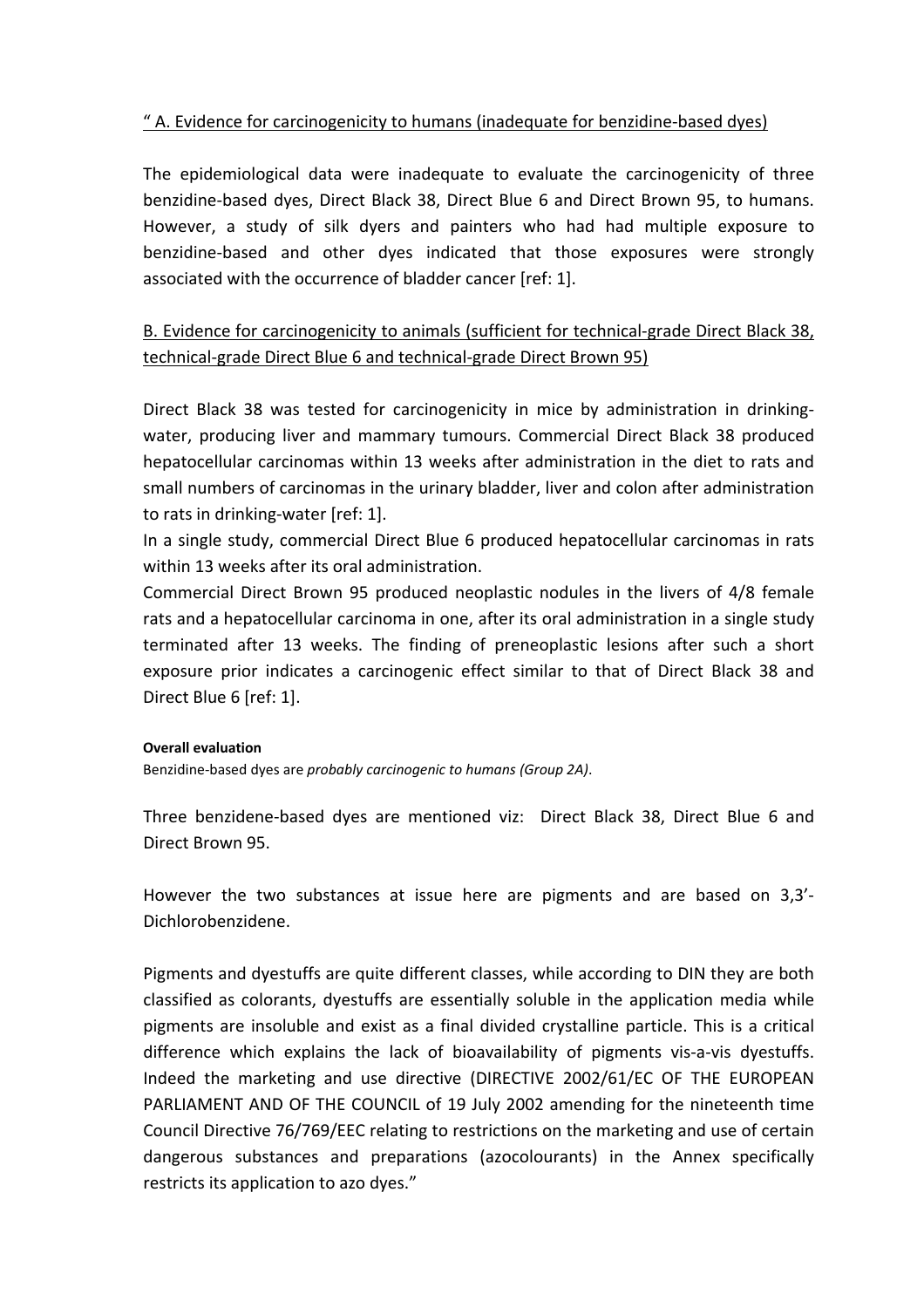" A. Evidence for carcinogenicity to humans (inadequate for benzidine-based dyes)

The epidemiological data were inadequate to evaluate the carcinogenicity of three benzidine-based dyes, Direct Black 38, Direct Blue 6 and Direct Brown 95, to humans. However, a study of silk dyers and painters who had had multiple exposure to benzidine-based and other dyes indicated that those exposures were strongly associated with the occurrence of bladder cancer [ref: 1].

B. Evidence for carcinogenicity to animals (sufficient for technical-grade Direct Black 38, technical-grade Direct Blue 6 and technical-grade Direct Brown 95)

Direct Black 38 was tested for carcinogenicity in mice by administration in drinking-water, producing liver and mammary tumours. Commercial Direct Black 38 produced hepatocellular carcinomas within 13 weeks after administration in the diet to rats and small numbers of carcinomas in the urinary bladder, liver and colon after administration to rats in drinking-water [ref: 1].

In a single study, commercial Direct Blue 6 produced hepatocellular carcinomas in rats within 13 weeks after its oral administration.

Commercial Direct Brown 95 produced neoplastic nodules in the livers of 4/8 female rats and a hepatocellular carcinoma in one, after its oral administration in a single study terminated after 13 weeks. The finding of preneoplastic lesions after such a short exposure prior indicates a carcinogenic effect similar to that of Direct Black 38 and Direct Blue 6 [ref: 1].

**Overall evaluation**

Benzidine-based dyes are *probably carcinogenic to humans (Group 2A).*

Three benzidene-based dyes are mentioned viz: Direct Black 38, Direct Blue 6 and Direct Brown 95.

However the two substances at issue here are pigments and are based on 3,3'-Dichlorobenzidene.

Pigments and dyestuffs are quite different classes, while according to DIN they are both classified as colorants, dyestuffs are essentially soluble in the application media while pigments are insoluble and exist as a final divided crystalline particle. This is a critical difference which explains the lack of bioavailability of pigments vis-a-vis dyestuffs. Indeed the marketing and use directive (DIRECTIVE 2002/61/EC OF THE EUROPEAN PARLIAMENT AND OF THE COUNCIL of 19 July 2002 amending for the nineteenth time Council Directive 76/769/EEC relating to restrictions on the marketing and use of certain dangerous substances and preparations (azocolourants) in the Annex specifically restricts its application to azo dyes."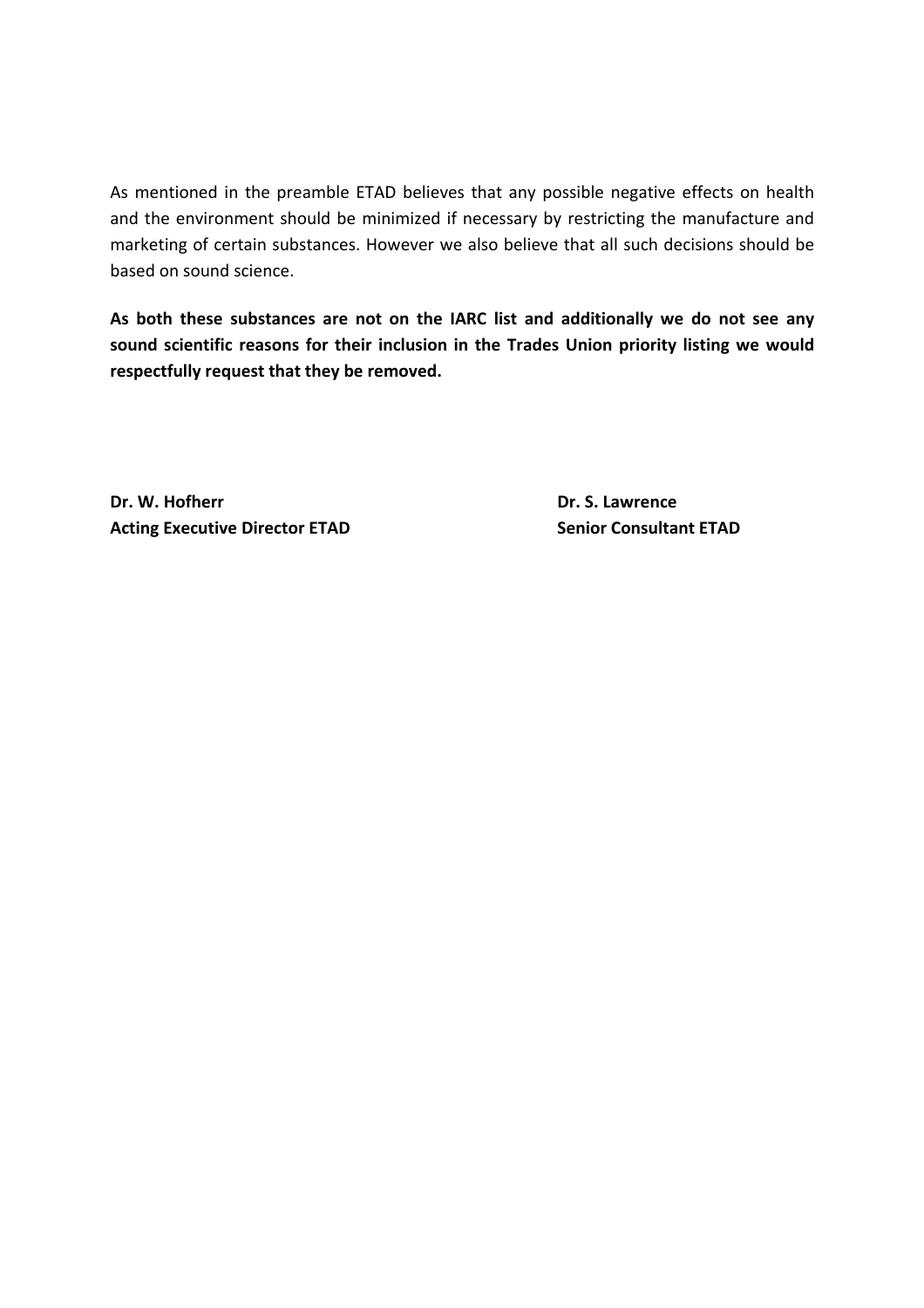As mentioned in the preamble ETAD believes that any possible negative effects on health and the environment should be minimized if necessary by restricting the manufacture and marketing of certain substances. However we also believe that all such decisions should be based on sound science.

**As both these substances are not on the IARC list and additionally we do not see any sound scientific reasons for their inclusion in the Trades Union priority listing we would respectfully request that they be removed.**

**Dr. W. Hofherr**
**Acting Executive Director ETAD**

**Dr. S. Lawrence**
**Senior Consultant ETAD**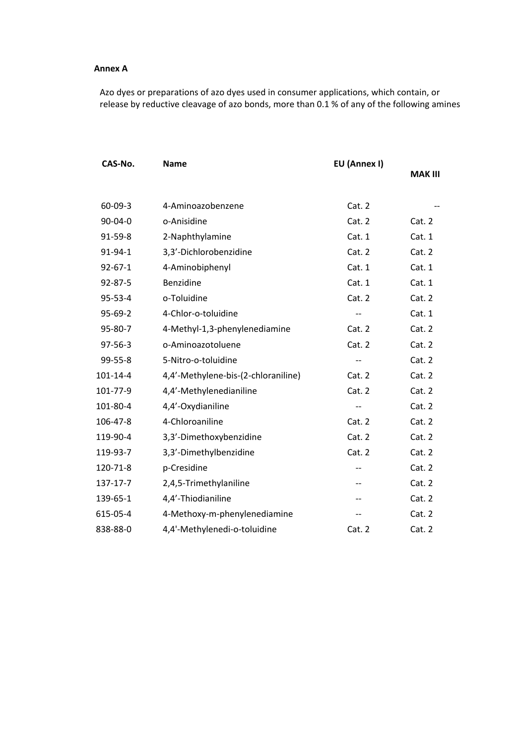**Annex A**

Azo dyes or preparations of azo dyes used in consumer applications, which contain, or release by reductive cleavage of azo bonds, more than 0.1 % of any of the following amines

| CAS-No. | Name | EU (Annex I) | MAK III |
|---|---|---|---|
| 60-09-3 | 4-Aminoazobenzene | Cat. 2 | -- |
| 90-04-0 | o-Anisidine | Cat. 2 | Cat. 2 |
| 91-59-8 | 2-Naphthylamine | Cat. 1 | Cat. 1 |
| 91-94-1 | 3,3'-Dichlorobenzidine | Cat. 2 | Cat. 2 |
| 92-67-1 | 4-Aminobiphenyl | Cat. 1 | Cat. 1 |
| 92-87-5 | Benzidine | Cat. 1 | Cat. 1 |
| 95-53-4 | o-Toluidine | Cat. 2 | Cat. 2 |
| 95-69-2 | 4-Chlor-o-toluidine | -- | Cat. 1 |
| 95-80-7 | 4-Methyl-1,3-phenylenediamine | Cat. 2 | Cat. 2 |
| 97-56-3 | o-Aminoazotoluene | Cat. 2 | Cat. 2 |
| 99-55-8 | 5-Nitro-o-toluidine | -- | Cat. 2 |
| 101-14-4 | 4,4'-Methylene-bis-(2-chloraniline) | Cat. 2 | Cat. 2 |
| 101-77-9 | 4,4'-Methylenedianiline | Cat. 2 | Cat. 2 |
| 101-80-4 | 4,4'-Oxydianiline | -- | Cat. 2 |
| 106-47-8 | 4-Chloroaniline | Cat. 2 | Cat. 2 |
| 119-90-4 | 3,3'-Dimethoxybenzidine | Cat. 2 | Cat. 2 |
| 119-93-7 | 3,3'-Dimethylbenzidine | Cat. 2 | Cat. 2 |
| 120-71-8 | p-Cresidine | -- | Cat. 2 |
| 137-17-7 | 2,4,5-Trimethylaniline | -- | Cat. 2 |
| 139-65-1 | 4,4'-Thiodianiline | -- | Cat. 2 |
| 615-05-4 | 4-Methoxy-m-phenylenediamine | -- | Cat. 2 |
| 838-88-0 | 4,4'-Methylenedi-o-toluidine | Cat. 2 | Cat. 2 |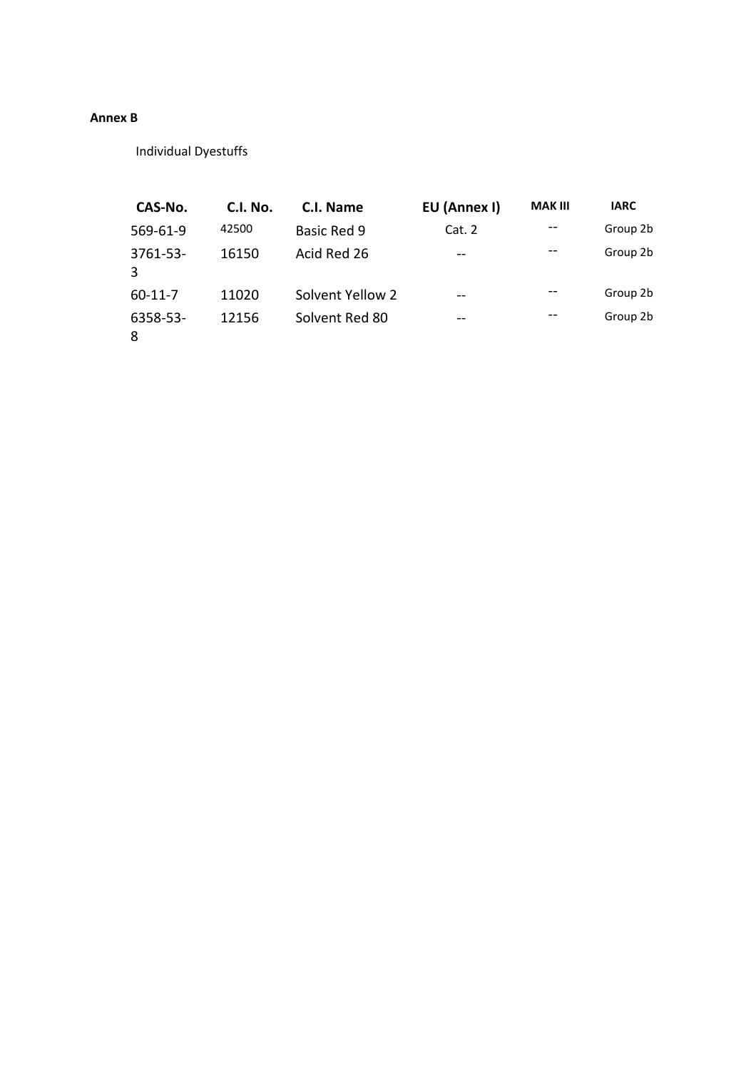**Annex B**

Individual Dyestuffs

| CAS-No. | C.I. No. | C.I. Name | EU (Annex I) | MAK III | IARC |
|---|---|---|---|---|---|
| 569-61-9 | 42500 | Basic Red 9 | Cat. 2 | -- | Group 2b |
| 3761-53-3 | 16150 | Acid Red 26 | -- | -- | Group 2b |
| 60-11-7 | 11020 | Solvent Yellow 2 | -- | -- | Group 2b |
| 6358-53-8 | 12156 | Solvent Red 80 | -- | -- | Group 2b |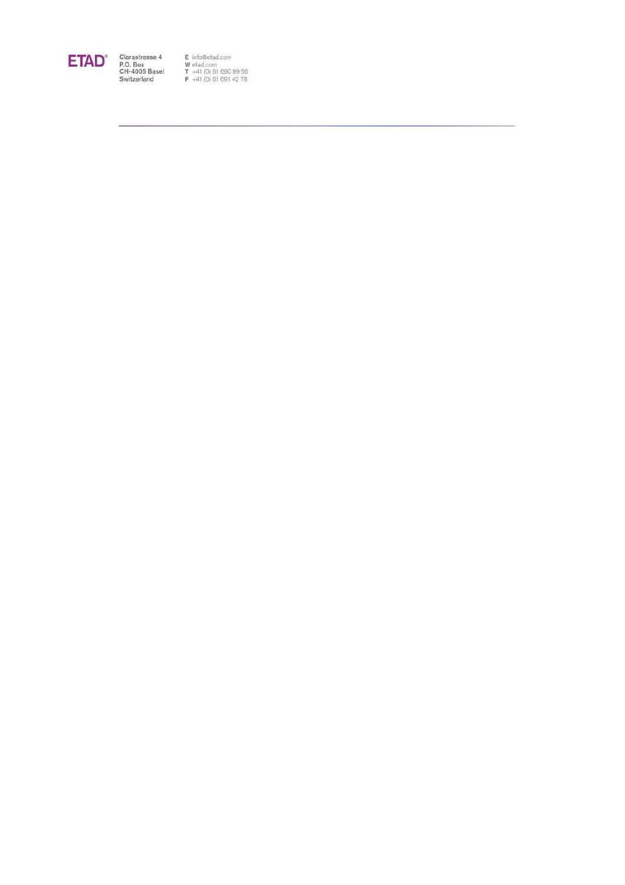**ETAD**®

**Clarastrasse 4**
**P.O. Box**
**CH-4005 Basel**
**Switzerland**

**E** info@etad.com
**W** etad.com
**T** +41 (0) 61 690 99 66
**F** +41 (0) 61 691 42 78